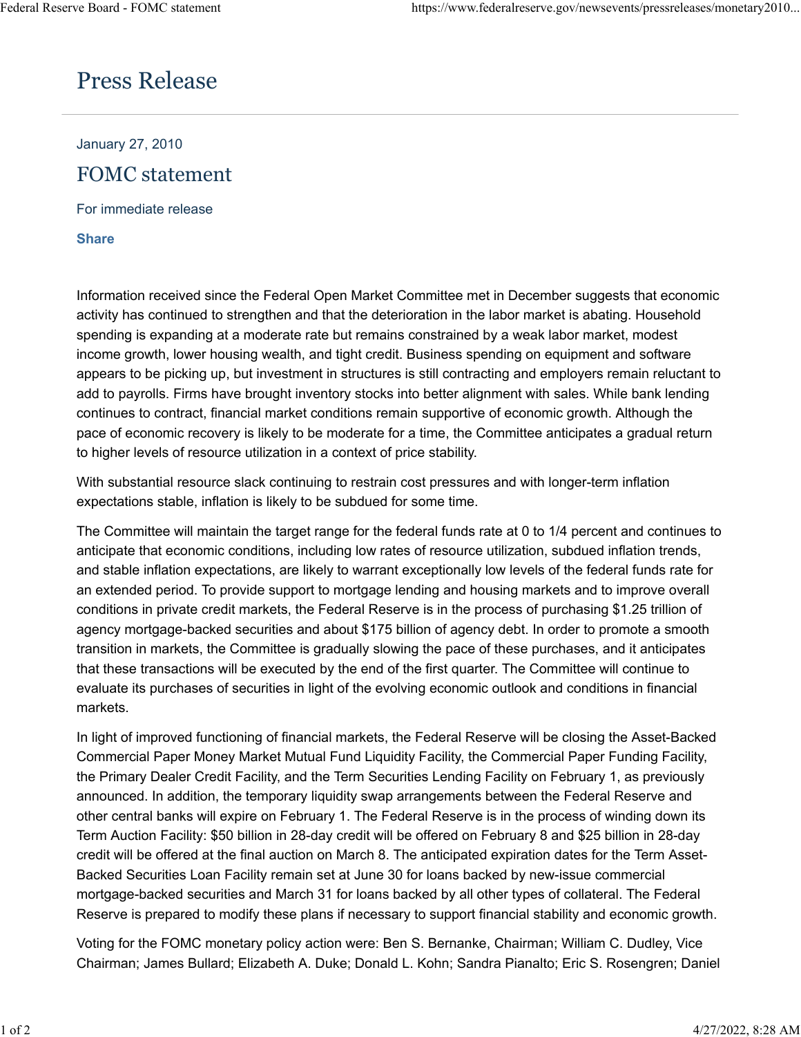# Press Release

January 27, 2010

## FOMC statement

For immediate release

**Share**

Information received since the Federal Open Market Committee met in December suggests that economic activity has continued to strengthen and that the deterioration in the labor market is abating. Household spending is expanding at a moderate rate but remains constrained by a weak labor market, modest income growth, lower housing wealth, and tight credit. Business spending on equipment and software appears to be picking up, but investment in structures is still contracting and employers remain reluctant to add to payrolls. Firms have brought inventory stocks into better alignment with sales. While bank lending continues to contract, financial market conditions remain supportive of economic growth. Although the pace of economic recovery is likely to be moderate for a time, the Committee anticipates a gradual return to higher levels of resource utilization in a context of price stability.

With substantial resource slack continuing to restrain cost pressures and with longer-term inflation expectations stable, inflation is likely to be subdued for some time.

The Committee will maintain the target range for the federal funds rate at 0 to 1/4 percent and continues to anticipate that economic conditions, including low rates of resource utilization, subdued inflation trends, and stable inflation expectations, are likely to warrant exceptionally low levels of the federal funds rate for an extended period. To provide support to mortgage lending and housing markets and to improve overall conditions in private credit markets, the Federal Reserve is in the process of purchasing $1.25 trillion of agency mortgage-backed securities and about $175 billion of agency debt. In order to promote a smooth transition in markets, the Committee is gradually slowing the pace of these purchases, and it anticipates that these transactions will be executed by the end of the first quarter. The Committee will continue to evaluate its purchases of securities in light of the evolving economic outlook and conditions in financial markets.

In light of improved functioning of financial markets, the Federal Reserve will be closing the Asset-Backed Commercial Paper Money Market Mutual Fund Liquidity Facility, the Commercial Paper Funding Facility, the Primary Dealer Credit Facility, and the Term Securities Lending Facility on February 1, as previously announced. In addition, the temporary liquidity swap arrangements between the Federal Reserve and other central banks will expire on February 1. The Federal Reserve is in the process of winding down its Term Auction Facility: $50 billion in 28-day credit will be offered on February 8 and $25 billion in 28-day credit will be offered at the final auction on March 8. The anticipated expiration dates for the Term Asset-Backed Securities Loan Facility remain set at June 30 for loans backed by new-issue commercial mortgage-backed securities and March 31 for loans backed by all other types of collateral. The Federal Reserve is prepared to modify these plans if necessary to support financial stability and economic growth.

Voting for the FOMC monetary policy action were: Ben S. Bernanke, Chairman; William C. Dudley, Vice Chairman; James Bullard; Elizabeth A. Duke; Donald L. Kohn; Sandra Pianalto; Eric S. Rosengren; Daniel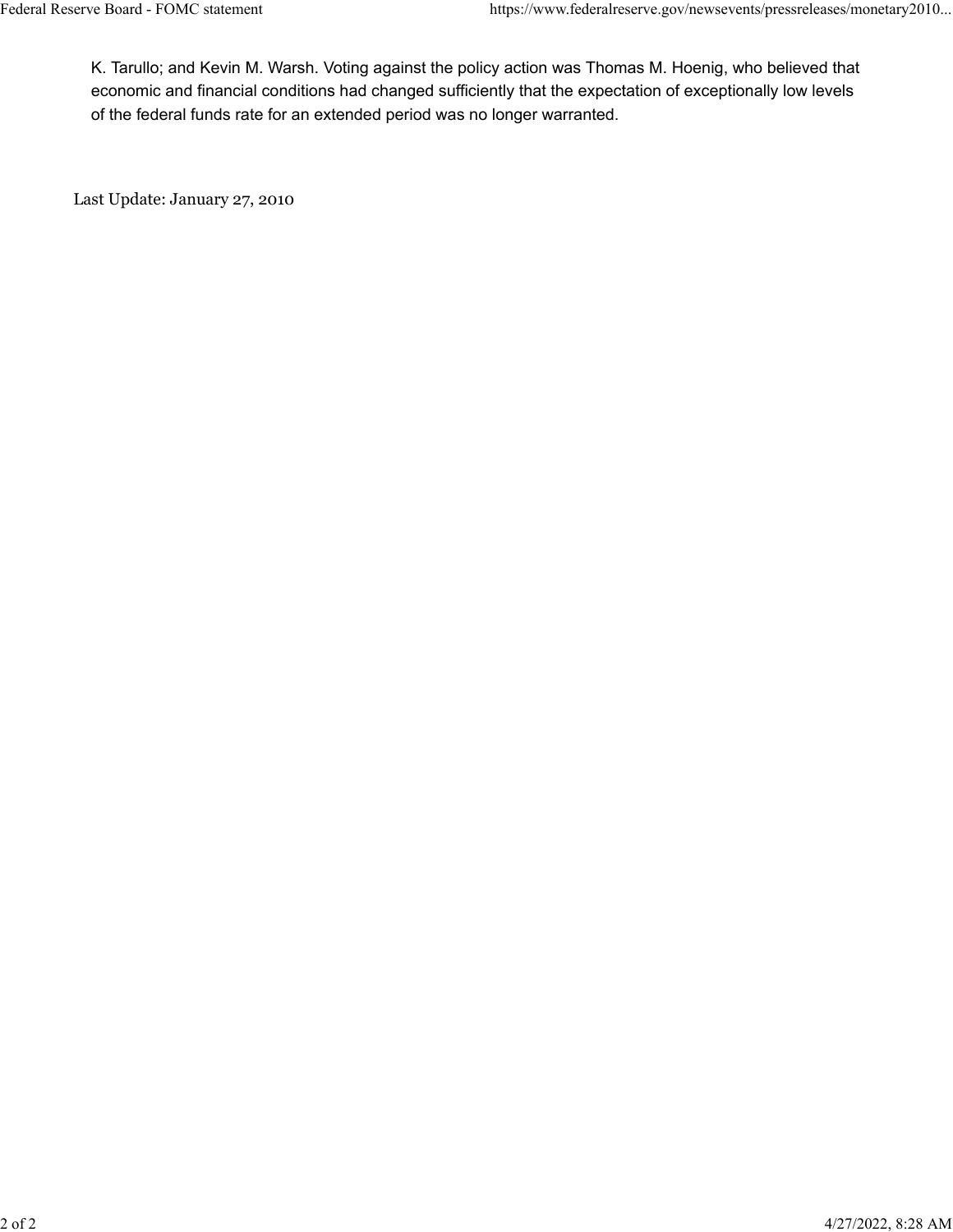K. Tarullo; and Kevin M. Warsh. Voting against the policy action was Thomas M. Hoenig, who believed that economic and financial conditions had changed sufficiently that the expectation of exceptionally low levels of the federal funds rate for an extended period was no longer warranted.

Last Update: January 27, 2010